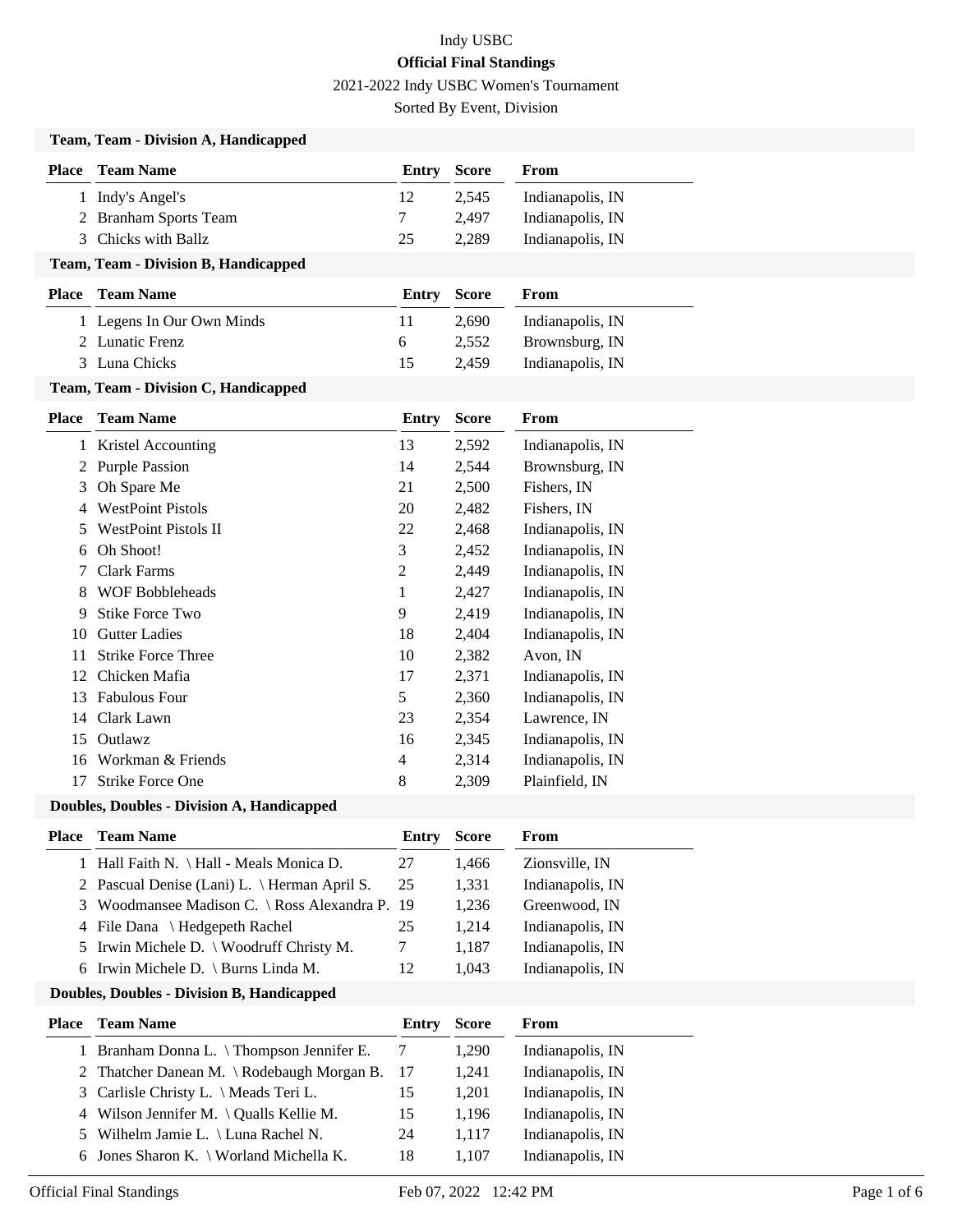# Indy USBC

## Official Final Standings

2021-2022 Indy USBC Women's Tournament

Sorted By Event, Division

### Team, Team - Division A, Handicapped

| Place | Team Name | Entry | Score | From |
|---|---|---|---|---|
| 1 | Indy's Angel's | 12 | 2,545 | Indianapolis, IN |
| 2 | Branham Sports Team | 7 | 2,497 | Indianapolis, IN |
| 3 | Chicks with Ballz | 25 | 2,289 | Indianapolis, IN |

### Team, Team - Division B, Handicapped

| Place | Team Name | Entry | Score | From |
|---|---|---|---|---|
| 1 | Legens In Our Own Minds | 11 | 2,690 | Indianapolis, IN |
| 2 | Lunatic Frenz | 6 | 2,552 | Brownsburg, IN |
| 3 | Luna Chicks | 15 | 2,459 | Indianapolis, IN |

### Team, Team - Division C, Handicapped

| Place | Team Name | Entry | Score | From |
|---|---|---|---|---|
| 1 | Kristel Accounting | 13 | 2,592 | Indianapolis, IN |
| 2 | Purple Passion | 14 | 2,544 | Brownsburg, IN |
| 3 | Oh Spare Me | 21 | 2,500 | Fishers, IN |
| 4 | WestPoint Pistols | 20 | 2,482 | Fishers, IN |
| 5 | WestPoint Pistols II | 22 | 2,468 | Indianapolis, IN |
| 6 | Oh Shoot! | 3 | 2,452 | Indianapolis, IN |
| 7 | Clark Farms | 2 | 2,449 | Indianapolis, IN |
| 8 | WOF Bobbleheads | 1 | 2,427 | Indianapolis, IN |
| 9 | Stike Force Two | 9 | 2,419 | Indianapolis, IN |
| 10 | Gutter Ladies | 18 | 2,404 | Indianapolis, IN |
| 11 | Strike Force Three | 10 | 2,382 | Avon, IN |
| 12 | Chicken Mafia | 17 | 2,371 | Indianapolis, IN |
| 13 | Fabulous Four | 5 | 2,360 | Indianapolis, IN |
| 14 | Clark Lawn | 23 | 2,354 | Lawrence, IN |
| 15 | Outlawz | 16 | 2,345 | Indianapolis, IN |
| 16 | Workman & Friends | 4 | 2,314 | Indianapolis, IN |
| 17 | Strike Force One | 8 | 2,309 | Plainfield, IN |

### Doubles, Doubles - Division A, Handicapped

| Place | Team Name | Entry | Score | From |
|---|---|---|---|---|
| 1 | Hall Faith N. \ Hall - Meals Monica D. | 27 | 1,466 | Zionsville, IN |
| 2 | Pascual Denise (Lani) L. \ Herman April S. | 25 | 1,331 | Indianapolis, IN |
| 3 | Woodmansee Madison C. \ Ross Alexandra P. | 19 | 1,236 | Greenwood, IN |
| 4 | File Dana \ Hedgepeth Rachel | 25 | 1,214 | Indianapolis, IN |
| 5 | Irwin Michele D. \ Woodruff Christy M. | 7 | 1,187 | Indianapolis, IN |
| 6 | Irwin Michele D. \ Burns Linda M. | 12 | 1,043 | Indianapolis, IN |

### Doubles, Doubles - Division B, Handicapped

| Place | Team Name | Entry | Score | From |
|---|---|---|---|---|
| 1 | Branham Donna L. \ Thompson Jennifer E. | 7 | 1,290 | Indianapolis, IN |
| 2 | Thatcher Danean M. \ Rodebaugh Morgan B. | 17 | 1,241 | Indianapolis, IN |
| 3 | Carlisle Christy L. \ Meads Teri L. | 15 | 1,201 | Indianapolis, IN |
| 4 | Wilson Jennifer M. \ Qualls Kellie M. | 15 | 1,196 | Indianapolis, IN |
| 5 | Wilhelm Jamie L. \ Luna Rachel N. | 24 | 1,117 | Indianapolis, IN |
| 6 | Jones Sharon K. \ Worland Michella K. | 18 | 1,107 | Indianapolis, IN |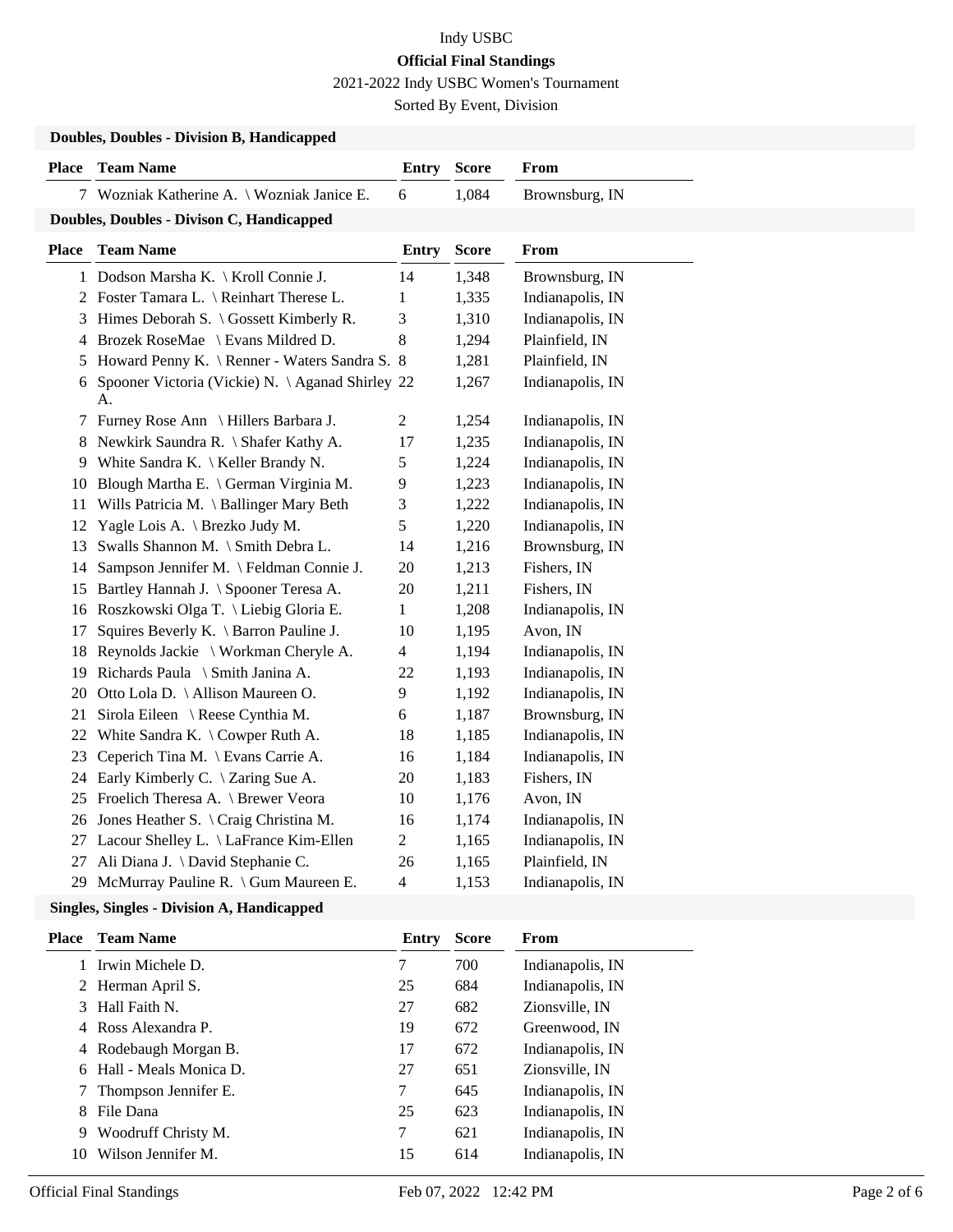Indy USBC

**Official Final Standings**

2021-2022 Indy USBC Women's Tournament

Sorted By Event, Division

**Doubles, Doubles - Division B, Handicapped**

| Place | Team Name | Entry | Score | From |
|---|---|---|---|---|
| 7 | Wozniak Katherine A. \ Wozniak Janice E. | 6 | 1,084 | Brownsburg, IN |

**Doubles, Doubles - Divison C, Handicapped**

| Place | Team Name | Entry | Score | From |
|---|---|---|---|---|
| 1 | Dodson Marsha K. \ Kroll Connie J. | 14 | 1,348 | Brownsburg, IN |
| 2 | Foster Tamara L. \ Reinhart Therese L. | 1 | 1,335 | Indianapolis, IN |
| 3 | Himes Deborah S. \ Gossett Kimberly R. | 3 | 1,310 | Indianapolis, IN |
| 4 | Brozek RoseMae \ Evans Mildred D. | 8 | 1,294 | Plainfield, IN |
| 5 | Howard Penny K. \ Renner - Waters Sandra S. | 8 | 1,281 | Plainfield, IN |
| 6 | Spooner Victoria (Vickie) N. \ Aganad Shirley A. | 22 | 1,267 | Indianapolis, IN |
| 7 | Furney Rose Ann \ Hillers Barbara J. | 2 | 1,254 | Indianapolis, IN |
| 8 | Newkirk Saundra R. \ Shafer Kathy A. | 17 | 1,235 | Indianapolis, IN |
| 9 | White Sandra K. \ Keller Brandy N. | 5 | 1,224 | Indianapolis, IN |
| 10 | Blough Martha E. \ German Virginia M. | 9 | 1,223 | Indianapolis, IN |
| 11 | Wills Patricia M. \ Ballinger Mary Beth | 3 | 1,222 | Indianapolis, IN |
| 12 | Yagle Lois A. \ Brezko Judy M. | 5 | 1,220 | Indianapolis, IN |
| 13 | Swalls Shannon M. \ Smith Debra L. | 14 | 1,216 | Brownsburg, IN |
| 14 | Sampson Jennifer M. \ Feldman Connie J. | 20 | 1,213 | Fishers, IN |
| 15 | Bartley Hannah J. \ Spooner Teresa A. | 20 | 1,211 | Fishers, IN |
| 16 | Roszkowski Olga T. \ Liebig Gloria E. | 1 | 1,208 | Indianapolis, IN |
| 17 | Squires Beverly K. \ Barron Pauline J. | 10 | 1,195 | Avon, IN |
| 18 | Reynolds Jackie \ Workman Cheryle A. | 4 | 1,194 | Indianapolis, IN |
| 19 | Richards Paula \ Smith Janina A. | 22 | 1,193 | Indianapolis, IN |
| 20 | Otto Lola D. \ Allison Maureen O. | 9 | 1,192 | Indianapolis, IN |
| 21 | Sirola Eileen \ Reese Cynthia M. | 6 | 1,187 | Brownsburg, IN |
| 22 | White Sandra K. \ Cowper Ruth A. | 18 | 1,185 | Indianapolis, IN |
| 23 | Ceperich Tina M. \ Evans Carrie A. | 16 | 1,184 | Indianapolis, IN |
| 24 | Early Kimberly C. \ Zaring Sue A. | 20 | 1,183 | Fishers, IN |
| 25 | Froelich Theresa A. \ Brewer Veora | 10 | 1,176 | Avon, IN |
| 26 | Jones Heather S. \ Craig Christina M. | 16 | 1,174 | Indianapolis, IN |
| 27 | Lacour Shelley L. \ LaFrance Kim-Ellen | 2 | 1,165 | Indianapolis, IN |
| 27 | Ali Diana J. \ David Stephanie C. | 26 | 1,165 | Plainfield, IN |
| 29 | McMurray Pauline R. \ Gum Maureen E. | 4 | 1,153 | Indianapolis, IN |

**Singles, Singles - Division A, Handicapped**

| Place | Team Name | Entry | Score | From |
|---|---|---|---|---|
| 1 | Irwin Michele D. | 7 | 700 | Indianapolis, IN |
| 2 | Herman April S. | 25 | 684 | Indianapolis, IN |
| 3 | Hall Faith N. | 27 | 682 | Zionsville, IN |
| 4 | Ross Alexandra P. | 19 | 672 | Greenwood, IN |
| 4 | Rodebaugh Morgan B. | 17 | 672 | Indianapolis, IN |
| 6 | Hall - Meals Monica D. | 27 | 651 | Zionsville, IN |
| 7 | Thompson Jennifer E. | 7 | 645 | Indianapolis, IN |
| 8 | File Dana | 25 | 623 | Indianapolis, IN |
| 9 | Woodruff Christy M. | 7 | 621 | Indianapolis, IN |
| 10 | Wilson Jennifer M. | 15 | 614 | Indianapolis, IN |

Official Final Standings — Feb 07, 2022 12:42 PM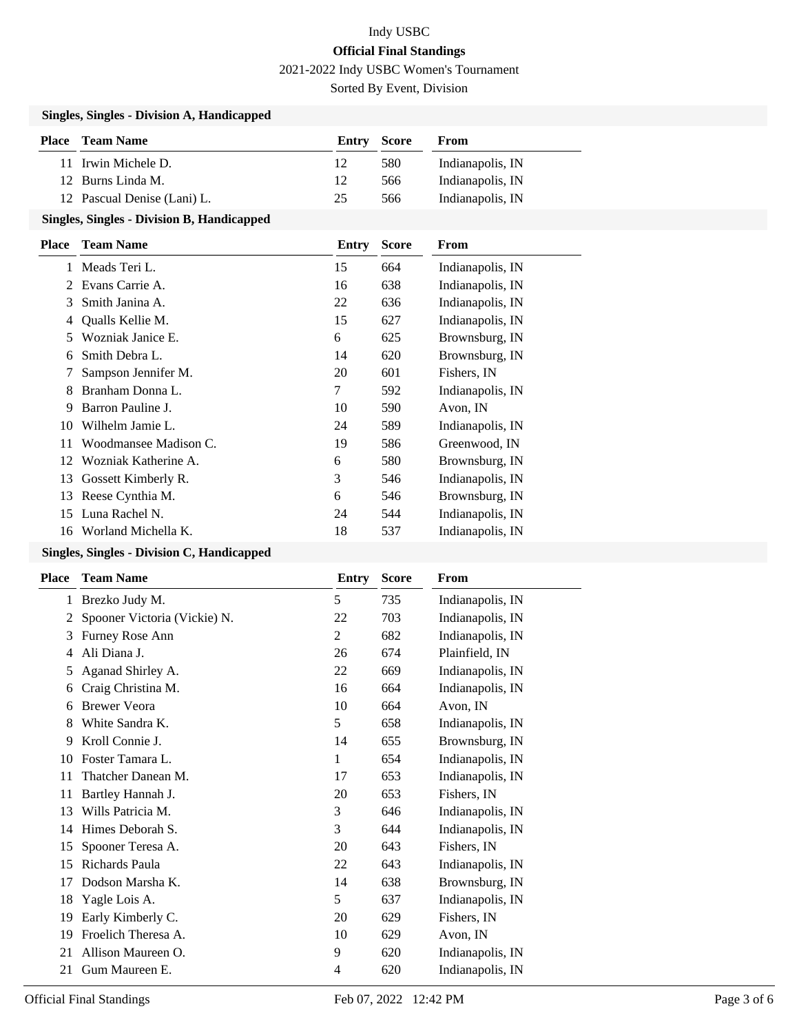Indy USBC

**Official Final Standings**

2021-2022 Indy USBC Women's Tournament

Sorted By Event, Division

### Singles, Singles - Division A, Handicapped

| Place | Team Name | Entry | Score | From |
|---|---|---|---|---|
| 11 | Irwin Michele D. | 12 | 580 | Indianapolis, IN |
| 12 | Burns Linda M. | 12 | 566 | Indianapolis, IN |
| 12 | Pascual Denise (Lani) L. | 25 | 566 | Indianapolis, IN |

### Singles, Singles - Division B, Handicapped

| Place | Team Name | Entry | Score | From |
|---|---|---|---|---|
| 1 | Meads Teri L. | 15 | 664 | Indianapolis, IN |
| 2 | Evans Carrie A. | 16 | 638 | Indianapolis, IN |
| 3 | Smith Janina A. | 22 | 636 | Indianapolis, IN |
| 4 | Qualls Kellie M. | 15 | 627 | Indianapolis, IN |
| 5 | Wozniak Janice E. | 6 | 625 | Brownsburg, IN |
| 6 | Smith Debra L. | 14 | 620 | Brownsburg, IN |
| 7 | Sampson Jennifer M. | 20 | 601 | Fishers, IN |
| 8 | Branham Donna L. | 7 | 592 | Indianapolis, IN |
| 9 | Barron Pauline J. | 10 | 590 | Avon, IN |
| 10 | Wilhelm Jamie L. | 24 | 589 | Indianapolis, IN |
| 11 | Woodmansee Madison C. | 19 | 586 | Greenwood, IN |
| 12 | Wozniak Katherine A. | 6 | 580 | Brownsburg, IN |
| 13 | Gossett Kimberly R. | 3 | 546 | Indianapolis, IN |
| 13 | Reese Cynthia M. | 6 | 546 | Brownsburg, IN |
| 15 | Luna Rachel N. | 24 | 544 | Indianapolis, IN |
| 16 | Worland Michella K. | 18 | 537 | Indianapolis, IN |

### Singles, Singles - Division C, Handicapped

| Place | Team Name | Entry | Score | From |
|---|---|---|---|---|
| 1 | Brezko Judy M. | 5 | 735 | Indianapolis, IN |
| 2 | Spooner Victoria (Vickie) N. | 22 | 703 | Indianapolis, IN |
| 3 | Furney Rose Ann | 2 | 682 | Indianapolis, IN |
| 4 | Ali Diana J. | 26 | 674 | Plainfield, IN |
| 5 | Aganad Shirley A. | 22 | 669 | Indianapolis, IN |
| 6 | Craig Christina M. | 16 | 664 | Indianapolis, IN |
| 6 | Brewer Veora | 10 | 664 | Avon, IN |
| 8 | White Sandra K. | 5 | 658 | Indianapolis, IN |
| 9 | Kroll Connie J. | 14 | 655 | Brownsburg, IN |
| 10 | Foster Tamara L. | 1 | 654 | Indianapolis, IN |
| 11 | Thatcher Danean M. | 17 | 653 | Indianapolis, IN |
| 11 | Bartley Hannah J. | 20 | 653 | Fishers, IN |
| 13 | Wills Patricia M. | 3 | 646 | Indianapolis, IN |
| 14 | Himes Deborah S. | 3 | 644 | Indianapolis, IN |
| 15 | Spooner Teresa A. | 20 | 643 | Fishers, IN |
| 15 | Richards Paula | 22 | 643 | Indianapolis, IN |
| 17 | Dodson Marsha K. | 14 | 638 | Brownsburg, IN |
| 18 | Yagle Lois A. | 5 | 637 | Indianapolis, IN |
| 19 | Early Kimberly C. | 20 | 629 | Fishers, IN |
| 19 | Froelich Theresa A. | 10 | 629 | Avon, IN |
| 21 | Allison Maureen O. | 9 | 620 | Indianapolis, IN |
| 21 | Gum Maureen E. | 4 | 620 | Indianapolis, IN |

Official Final Standings Feb 07, 2022 12:42 PM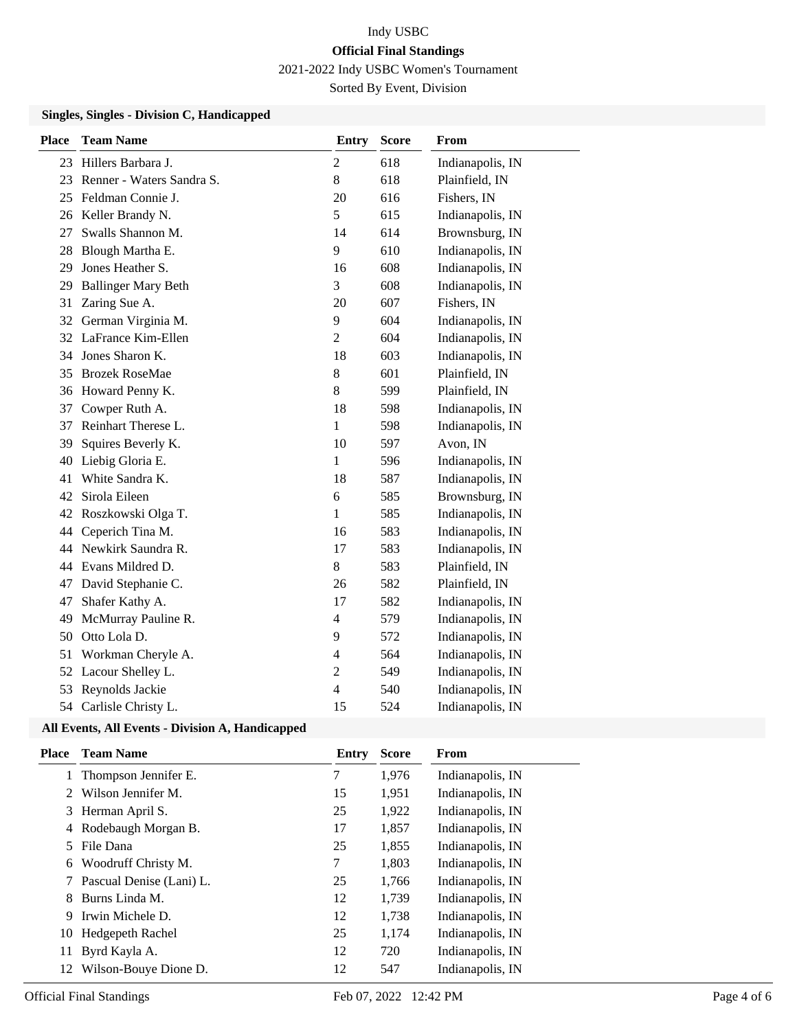# Indy USBC

## Official Final Standings

2021-2022 Indy USBC Women's Tournament

Sorted By Event, Division

### Singles, Singles - Division C, Handicapped

| Place | Team Name | Entry | Score | From |
|---|---|---|---|---|
| 23 | Hillers Barbara J. | 2 | 618 | Indianapolis, IN |
| 23 | Renner - Waters Sandra S. | 8 | 618 | Plainfield, IN |
| 25 | Feldman Connie J. | 20 | 616 | Fishers, IN |
| 26 | Keller Brandy N. | 5 | 615 | Indianapolis, IN |
| 27 | Swalls Shannon M. | 14 | 614 | Brownsburg, IN |
| 28 | Blough Martha E. | 9 | 610 | Indianapolis, IN |
| 29 | Jones Heather S. | 16 | 608 | Indianapolis, IN |
| 29 | Ballinger Mary Beth | 3 | 608 | Indianapolis, IN |
| 31 | Zaring Sue A. | 20 | 607 | Fishers, IN |
| 32 | German Virginia M. | 9 | 604 | Indianapolis, IN |
| 32 | LaFrance Kim-Ellen | 2 | 604 | Indianapolis, IN |
| 34 | Jones Sharon K. | 18 | 603 | Indianapolis, IN |
| 35 | Brozek RoseMae | 8 | 601 | Plainfield, IN |
| 36 | Howard Penny K. | 8 | 599 | Plainfield, IN |
| 37 | Cowper Ruth A. | 18 | 598 | Indianapolis, IN |
| 37 | Reinhart Therese L. | 1 | 598 | Indianapolis, IN |
| 39 | Squires Beverly K. | 10 | 597 | Avon, IN |
| 40 | Liebig Gloria E. | 1 | 596 | Indianapolis, IN |
| 41 | White Sandra K. | 18 | 587 | Indianapolis, IN |
| 42 | Sirola Eileen | 6 | 585 | Brownsburg, IN |
| 42 | Roszkowski Olga T. | 1 | 585 | Indianapolis, IN |
| 44 | Ceperich Tina M. | 16 | 583 | Indianapolis, IN |
| 44 | Newkirk Saundra R. | 17 | 583 | Indianapolis, IN |
| 44 | Evans Mildred D. | 8 | 583 | Plainfield, IN |
| 47 | David Stephanie C. | 26 | 582 | Plainfield, IN |
| 47 | Shafer Kathy A. | 17 | 582 | Indianapolis, IN |
| 49 | McMurray Pauline R. | 4 | 579 | Indianapolis, IN |
| 50 | Otto Lola D. | 9 | 572 | Indianapolis, IN |
| 51 | Workman Cheryle A. | 4 | 564 | Indianapolis, IN |
| 52 | Lacour Shelley L. | 2 | 549 | Indianapolis, IN |
| 53 | Reynolds Jackie | 4 | 540 | Indianapolis, IN |
| 54 | Carlisle Christy L. | 15 | 524 | Indianapolis, IN |

### All Events, All Events - Division A, Handicapped

| Place | Team Name | Entry | Score | From |
|---|---|---|---|---|
| 1 | Thompson Jennifer E. | 7 | 1,976 | Indianapolis, IN |
| 2 | Wilson Jennifer M. | 15 | 1,951 | Indianapolis, IN |
| 3 | Herman April S. | 25 | 1,922 | Indianapolis, IN |
| 4 | Rodebaugh Morgan B. | 17 | 1,857 | Indianapolis, IN |
| 5 | File Dana | 25 | 1,855 | Indianapolis, IN |
| 6 | Woodruff Christy M. | 7 | 1,803 | Indianapolis, IN |
| 7 | Pascual Denise (Lani) L. | 25 | 1,766 | Indianapolis, IN |
| 8 | Burns Linda M. | 12 | 1,739 | Indianapolis, IN |
| 9 | Irwin Michele D. | 12 | 1,738 | Indianapolis, IN |
| 10 | Hedgepeth Rachel | 25 | 1,174 | Indianapolis, IN |
| 11 | Byrd Kayla A. | 12 | 720 | Indianapolis, IN |
| 12 | Wilson-Bouye Dione D. | 12 | 547 | Indianapolis, IN |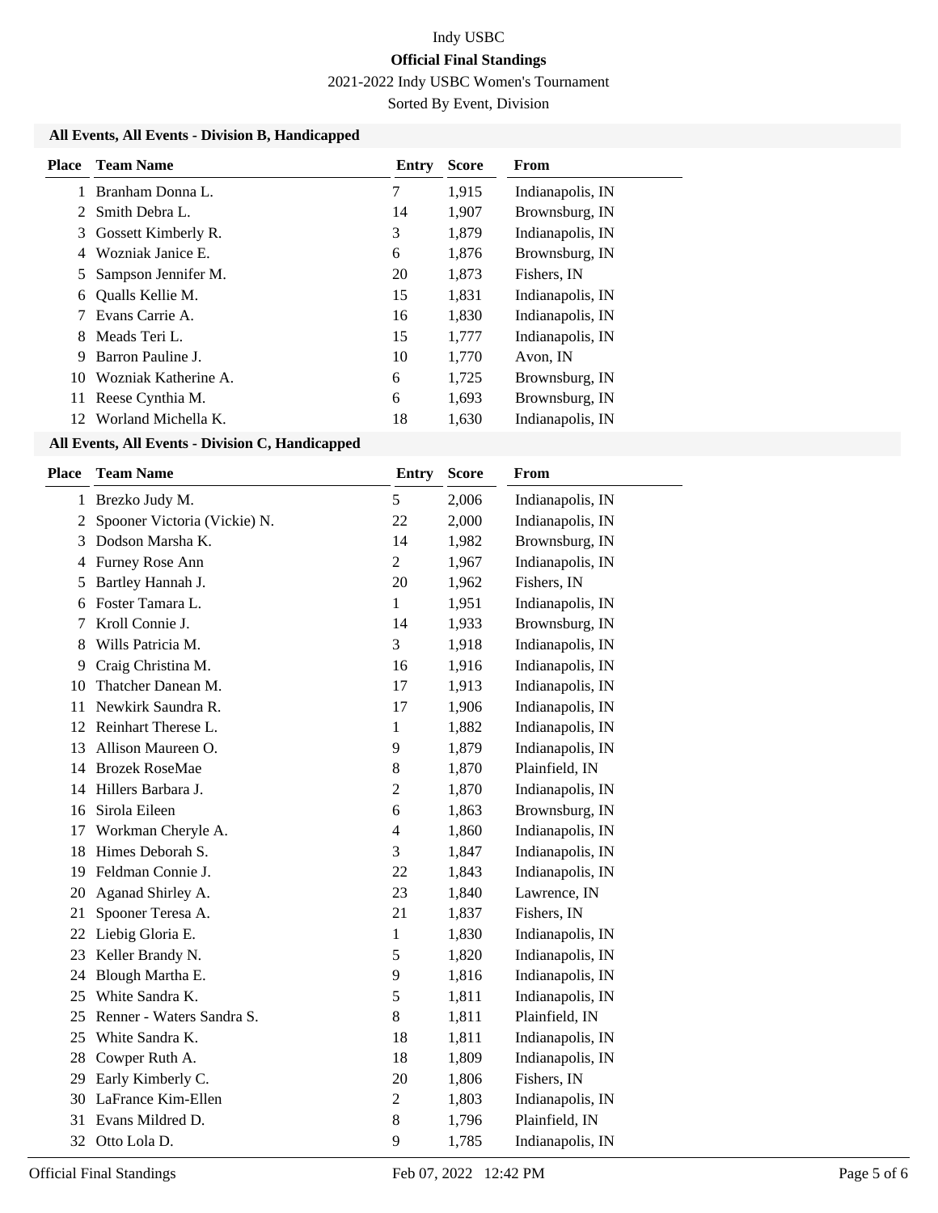Indy USBC

**Official Final Standings**

2021-2022 Indy USBC Women's Tournament

Sorted By Event, Division

### All Events, All Events - Division B, Handicapped

| Place | Team Name | Entry | Score | From |
|---|---|---|---|---|
| 1 | Branham Donna L. | 7 | 1,915 | Indianapolis, IN |
| 2 | Smith Debra L. | 14 | 1,907 | Brownsburg, IN |
| 3 | Gossett Kimberly R. | 3 | 1,879 | Indianapolis, IN |
| 4 | Wozniak Janice E. | 6 | 1,876 | Brownsburg, IN |
| 5 | Sampson Jennifer M. | 20 | 1,873 | Fishers, IN |
| 6 | Qualls Kellie M. | 15 | 1,831 | Indianapolis, IN |
| 7 | Evans Carrie A. | 16 | 1,830 | Indianapolis, IN |
| 8 | Meads Teri L. | 15 | 1,777 | Indianapolis, IN |
| 9 | Barron Pauline J. | 10 | 1,770 | Avon, IN |
| 10 | Wozniak Katherine A. | 6 | 1,725 | Brownsburg, IN |
| 11 | Reese Cynthia M. | 6 | 1,693 | Brownsburg, IN |
| 12 | Worland Michella K. | 18 | 1,630 | Indianapolis, IN |

### All Events, All Events - Division C, Handicapped

| Place | Team Name | Entry | Score | From |
|---|---|---|---|---|
| 1 | Brezko Judy M. | 5 | 2,006 | Indianapolis, IN |
| 2 | Spooner Victoria (Vickie) N. | 22 | 2,000 | Indianapolis, IN |
| 3 | Dodson Marsha K. | 14 | 1,982 | Brownsburg, IN |
| 4 | Furney Rose Ann | 2 | 1,967 | Indianapolis, IN |
| 5 | Bartley Hannah J. | 20 | 1,962 | Fishers, IN |
| 6 | Foster Tamara L. | 1 | 1,951 | Indianapolis, IN |
| 7 | Kroll Connie J. | 14 | 1,933 | Brownsburg, IN |
| 8 | Wills Patricia M. | 3 | 1,918 | Indianapolis, IN |
| 9 | Craig Christina M. | 16 | 1,916 | Indianapolis, IN |
| 10 | Thatcher Danean M. | 17 | 1,913 | Indianapolis, IN |
| 11 | Newkirk Saundra R. | 17 | 1,906 | Indianapolis, IN |
| 12 | Reinhart Therese L. | 1 | 1,882 | Indianapolis, IN |
| 13 | Allison Maureen O. | 9 | 1,879 | Indianapolis, IN |
| 14 | Brozek RoseMae | 8 | 1,870 | Plainfield, IN |
| 14 | Hillers Barbara J. | 2 | 1,870 | Indianapolis, IN |
| 16 | Sirola Eileen | 6 | 1,863 | Brownsburg, IN |
| 17 | Workman Cheryle A. | 4 | 1,860 | Indianapolis, IN |
| 18 | Himes Deborah S. | 3 | 1,847 | Indianapolis, IN |
| 19 | Feldman Connie J. | 22 | 1,843 | Indianapolis, IN |
| 20 | Aganad Shirley A. | 23 | 1,840 | Lawrence, IN |
| 21 | Spooner Teresa A. | 21 | 1,837 | Fishers, IN |
| 22 | Liebig Gloria E. | 1 | 1,830 | Indianapolis, IN |
| 23 | Keller Brandy N. | 5 | 1,820 | Indianapolis, IN |
| 24 | Blough Martha E. | 9 | 1,816 | Indianapolis, IN |
| 25 | White Sandra K. | 5 | 1,811 | Indianapolis, IN |
| 25 | Renner - Waters Sandra S. | 8 | 1,811 | Plainfield, IN |
| 25 | White Sandra K. | 18 | 1,811 | Indianapolis, IN |
| 28 | Cowper Ruth A. | 18 | 1,809 | Indianapolis, IN |
| 29 | Early Kimberly C. | 20 | 1,806 | Fishers, IN |
| 30 | LaFrance Kim-Ellen | 2 | 1,803 | Indianapolis, IN |
| 31 | Evans Mildred D. | 8 | 1,796 | Plainfield, IN |
| 32 | Otto Lola D. | 9 | 1,785 | Indianapolis, IN |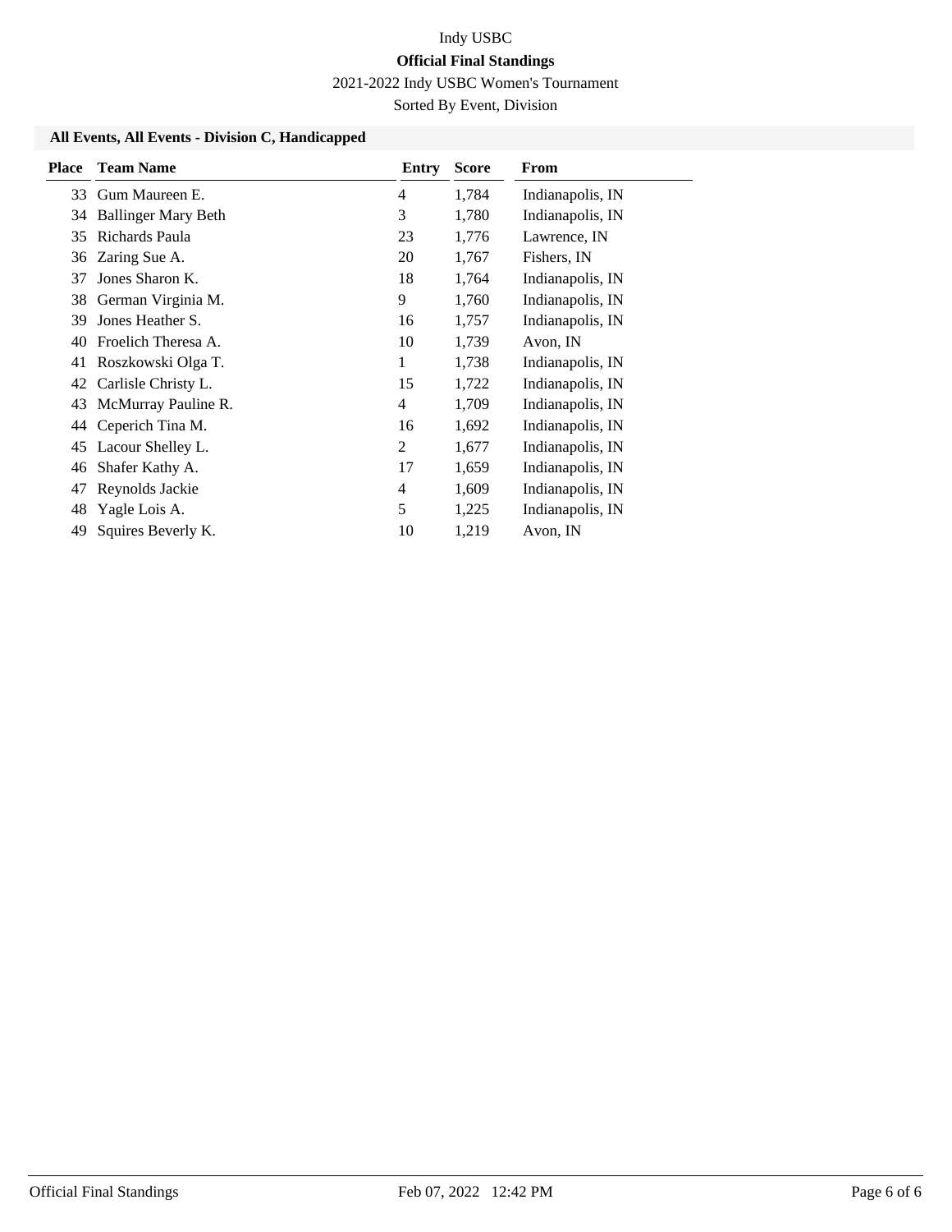Indy USBC

**Official Final Standings**

2021-2022 Indy USBC Women's Tournament

Sorted By Event, Division

### All Events, All Events - Division C, Handicapped

| Place | Team Name | Entry | Score | From |
|---|---|---|---|---|
| 33 | Gum Maureen E. | 4 | 1,784 | Indianapolis, IN |
| 34 | Ballinger Mary Beth | 3 | 1,780 | Indianapolis, IN |
| 35 | Richards Paula | 23 | 1,776 | Lawrence, IN |
| 36 | Zaring Sue A. | 20 | 1,767 | Fishers, IN |
| 37 | Jones Sharon K. | 18 | 1,764 | Indianapolis, IN |
| 38 | German Virginia M. | 9 | 1,760 | Indianapolis, IN |
| 39 | Jones Heather S. | 16 | 1,757 | Indianapolis, IN |
| 40 | Froelich Theresa A. | 10 | 1,739 | Avon, IN |
| 41 | Roszkowski Olga T. | 1 | 1,738 | Indianapolis, IN |
| 42 | Carlisle Christy L. | 15 | 1,722 | Indianapolis, IN |
| 43 | McMurray Pauline R. | 4 | 1,709 | Indianapolis, IN |
| 44 | Ceperich Tina M. | 16 | 1,692 | Indianapolis, IN |
| 45 | Lacour Shelley L. | 2 | 1,677 | Indianapolis, IN |
| 46 | Shafer Kathy A. | 17 | 1,659 | Indianapolis, IN |
| 47 | Reynolds Jackie | 4 | 1,609 | Indianapolis, IN |
| 48 | Yagle Lois A. | 5 | 1,225 | Indianapolis, IN |
| 49 | Squires Beverly K. | 10 | 1,219 | Avon, IN |

Official Final Standings Feb 07, 2022 12:42 PM